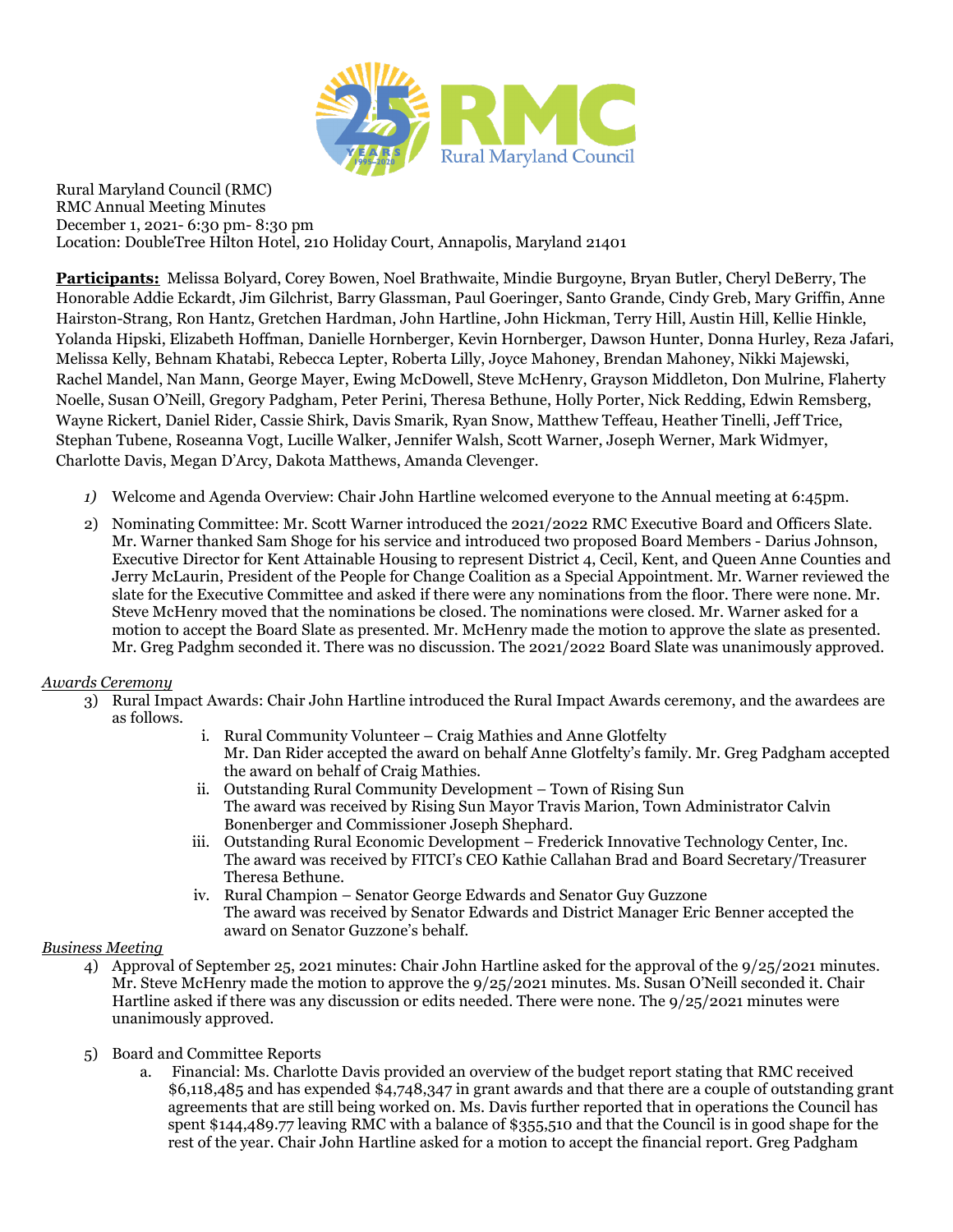Rural Maryland Council (RMC)
RMC Annual Meeting Minutes
December 1, 2021- 6:30 pm- 8:30 pm
Location: DoubleTree Hilton Hotel, 210 Holiday Court, Annapolis, Maryland 21401

**Participants:** Melissa Bolyard, Corey Bowen, Noel Brathwaite, Mindie Burgoyne, Bryan Butler, Cheryl DeBerry, The Honorable Addie Eckardt, Jim Gilchrist, Barry Glassman, Paul Goeringer, Santo Grande, Cindy Greb, Mary Griffin, Anne Hairston-Strang, Ron Hantz, Gretchen Hardman, John Hartline, John Hickman, Terry Hill, Austin Hill, Kellie Hinkle, Yolanda Hipski, Elizabeth Hoffman, Danielle Hornberger, Kevin Hornberger, Dawson Hunter, Donna Hurley, Reza Jafari, Melissa Kelly, Behnam Khatabi, Rebecca Lepter, Roberta Lilly, Joyce Mahoney, Brendan Mahoney, Nikki Majewski, Rachel Mandel, Nan Mann, George Mayer, Ewing McDowell, Steve McHenry, Grayson Middleton, Don Mulrine, Flaherty Noelle, Susan O'Neill, Gregory Padgham, Peter Perini, Theresa Bethune, Holly Porter, Nick Redding, Edwin Remsberg, Wayne Rickert, Daniel Rider, Cassie Shirk, Davis Smarik, Ryan Snow, Matthew Teffeau, Heather Tinelli, Jeff Trice, Stephan Tubene, Roseanna Vogt, Lucille Walker, Jennifer Walsh, Scott Warner, Joseph Werner, Mark Widmyer, Charlotte Davis, Megan D'Arcy, Dakota Matthews, Amanda Clevenger.

1) Welcome and Agenda Overview: Chair John Hartline welcomed everyone to the Annual meeting at 6:45pm.

2) Nominating Committee: Mr. Scott Warner introduced the 2021/2022 RMC Executive Board and Officers Slate. Mr. Warner thanked Sam Shoge for his service and introduced two proposed Board Members - Darius Johnson, Executive Director for Kent Attainable Housing to represent District 4, Cecil, Kent, and Queen Anne Counties and Jerry McLaurin, President of the People for Change Coalition as a Special Appointment. Mr. Warner reviewed the slate for the Executive Committee and asked if there were any nominations from the floor. There were none. Mr. Steve McHenry moved that the nominations be closed. The nominations were closed. Mr. Warner asked for a motion to accept the Board Slate as presented. Mr. McHenry made the motion to approve the slate as presented. Mr. Greg Padghm seconded it. There was no discussion. The 2021/2022 Board Slate was unanimously approved.

*Awards Ceremony*

3) Rural Impact Awards: Chair John Hartline introduced the Rural Impact Awards ceremony, and the awardees are as follows.
   i. Rural Community Volunteer – Craig Mathies and Anne Glotfelty
      Mr. Dan Rider accepted the award on behalf Anne Glotfelty's family. Mr. Greg Padgham accepted the award on behalf of Craig Mathies.
   ii. Outstanding Rural Community Development – Town of Rising Sun
      The award was received by Rising Sun Mayor Travis Marion, Town Administrator Calvin Bonenberger and Commissioner Joseph Shephard.
   iii. Outstanding Rural Economic Development – Frederick Innovative Technology Center, Inc.
      The award was received by FITCI's CEO Kathie Callahan Brad and Board Secretary/Treasurer Theresa Bethune.
   iv. Rural Champion – Senator George Edwards and Senator Guy Guzzone
      The award was received by Senator Edwards and District Manager Eric Benner accepted the award on Senator Guzzone's behalf.

*Business Meeting*

4) Approval of September 25, 2021 minutes: Chair John Hartline asked for the approval of the 9/25/2021 minutes. Mr. Steve McHenry made the motion to approve the 9/25/2021 minutes. Ms. Susan O'Neill seconded it. Chair Hartline asked if there was any discussion or edits needed. There were none. The 9/25/2021 minutes were unanimously approved.

5) Board and Committee Reports
   a. Financial: Ms. Charlotte Davis provided an overview of the budget report stating that RMC received $6,118,485 and has expended $4,748,347 in grant awards and that there are a couple of outstanding grant agreements that are still being worked on. Ms. Davis further reported that in operations the Council has spent $144,489.77 leaving RMC with a balance of $355,510 and that the Council is in good shape for the rest of the year. Chair John Hartline asked for a motion to accept the financial report. Greg Padgham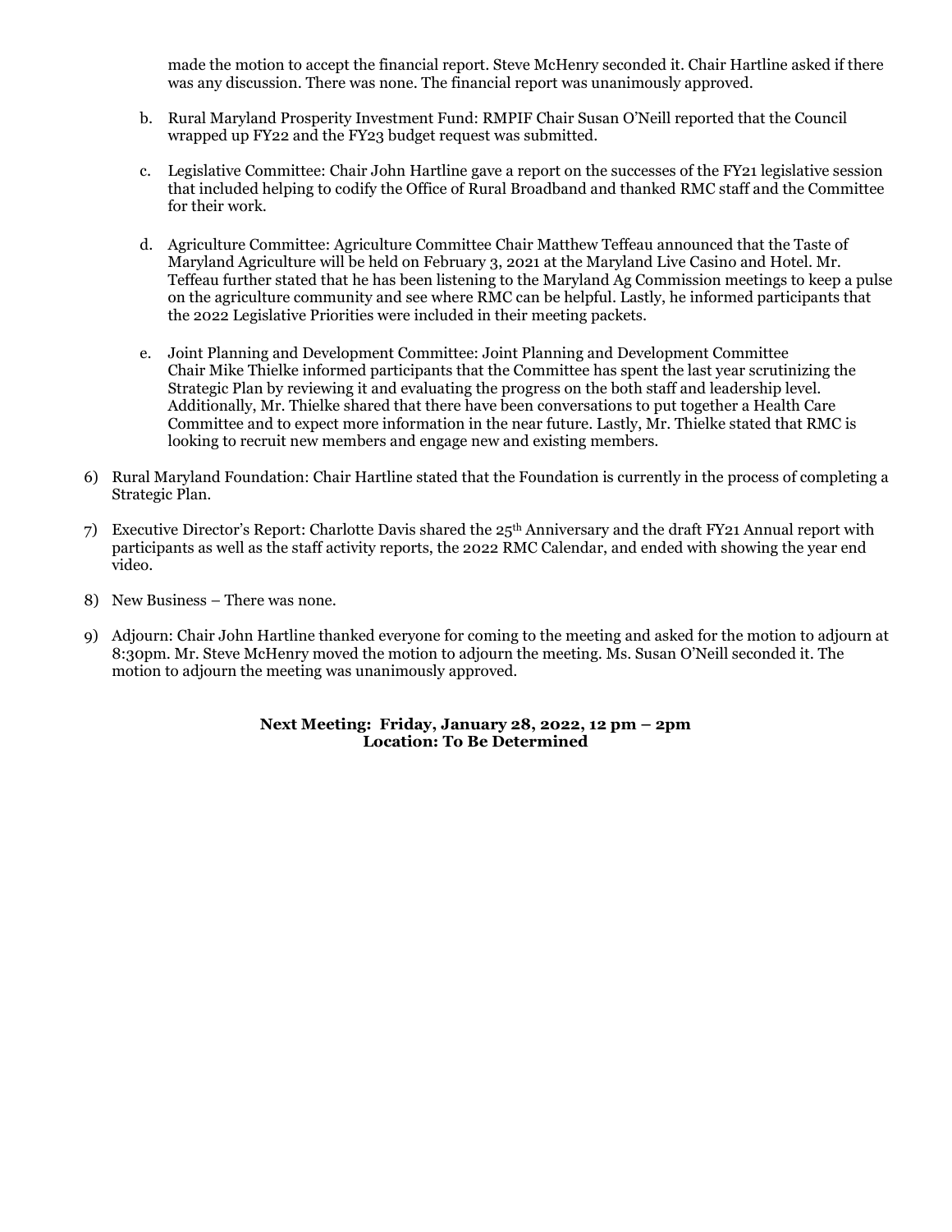made the motion to accept the financial report. Steve McHenry seconded it. Chair Hartline asked if there was any discussion. There was none. The financial report was unanimously approved.

b. Rural Maryland Prosperity Investment Fund: RMPIF Chair Susan O'Neill reported that the Council wrapped up FY22 and the FY23 budget request was submitted.

c. Legislative Committee: Chair John Hartline gave a report on the successes of the FY21 legislative session that included helping to codify the Office of Rural Broadband and thanked RMC staff and the Committee for their work.

d. Agriculture Committee: Agriculture Committee Chair Matthew Teffeau announced that the Taste of Maryland Agriculture will be held on February 3, 2021 at the Maryland Live Casino and Hotel. Mr. Teffeau further stated that he has been listening to the Maryland Ag Commission meetings to keep a pulse on the agriculture community and see where RMC can be helpful. Lastly, he informed participants that the 2022 Legislative Priorities were included in their meeting packets.

e. Joint Planning and Development Committee: Joint Planning and Development Committee Chair Mike Thielke informed participants that the Committee has spent the last year scrutinizing the Strategic Plan by reviewing it and evaluating the progress on the both staff and leadership level. Additionally, Mr. Thielke shared that there have been conversations to put together a Health Care Committee and to expect more information in the near future. Lastly, Mr. Thielke stated that RMC is looking to recruit new members and engage new and existing members.

6) Rural Maryland Foundation: Chair Hartline stated that the Foundation is currently in the process of completing a Strategic Plan.

7) Executive Director's Report: Charlotte Davis shared the 25th Anniversary and the draft FY21 Annual report with participants as well as the staff activity reports, the 2022 RMC Calendar, and ended with showing the year end video.

8) New Business – There was none.

9) Adjourn: Chair John Hartline thanked everyone for coming to the meeting and asked for the motion to adjourn at 8:30pm. Mr. Steve McHenry moved the motion to adjourn the meeting. Ms. Susan O'Neill seconded it. The motion to adjourn the meeting was unanimously approved.

**Next Meeting: Friday, January 28, 2022, 12 pm – 2pm**
**Location: To Be Determined**